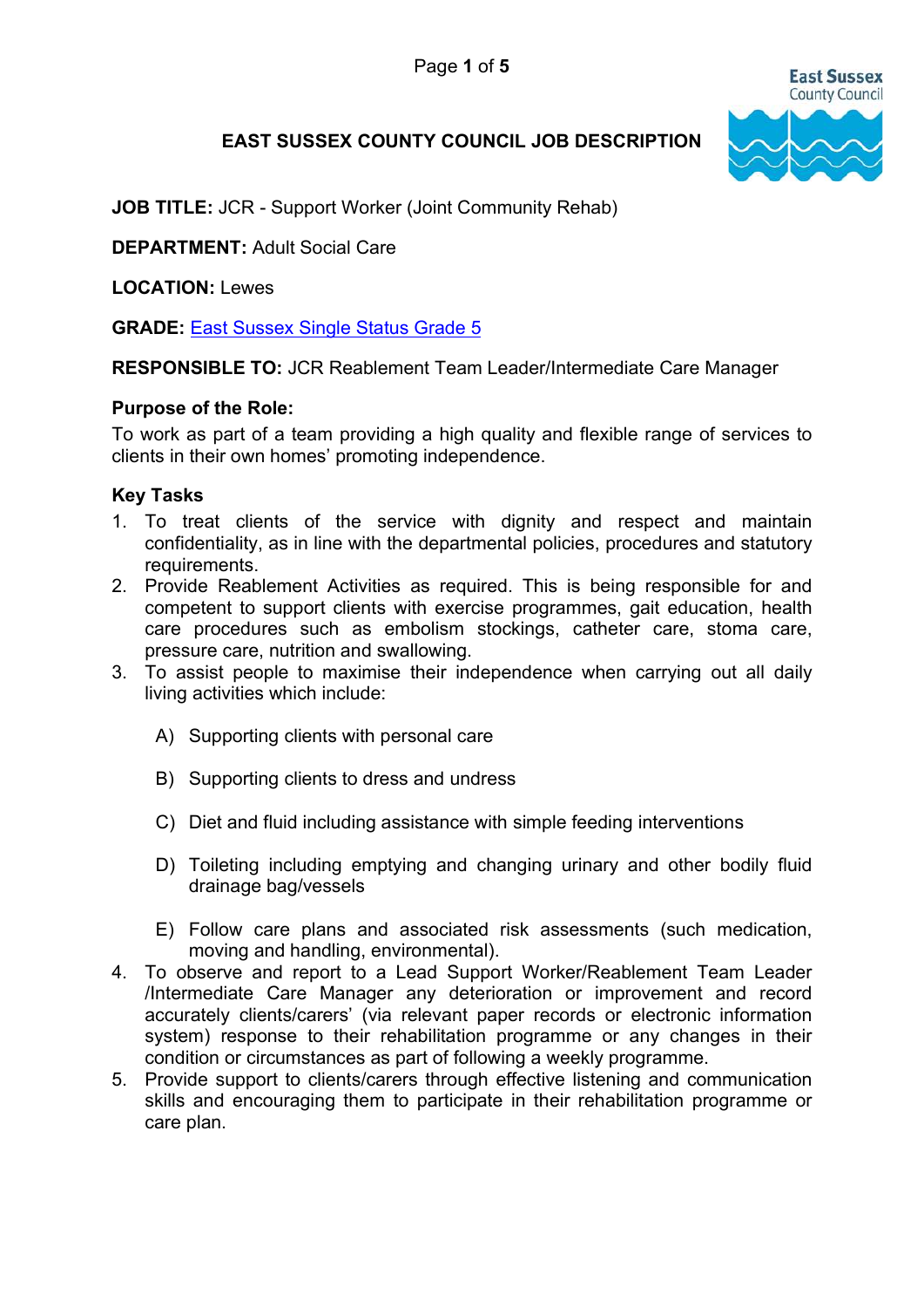# EAST SUSSEX COUNTY COUNCIL JOB DESCRIPTION

**JOB TITLE:** JCR - Support Worker (Joint Community Rehab)

**DEPARTMENT:** Adult Social Care

**LOCATION:** Lewes

**GRADE:** East Sussex Single Status Grade 5

**RESPONSIBLE TO:** JCR Reablement Team Leader/Intermediate Care Manager

### Purpose of the Role:

To work as part of a team providing a high quality and flexible range of services to clients in their own homes' promoting independence.

### Key Tasks

1. To treat clients of the service with dignity and respect and maintain confidentiality, as in line with the departmental policies, procedures and statutory requirements.
2. Provide Reablement Activities as required. This is being responsible for and competent to support clients with exercise programmes, gait education, health care procedures such as embolism stockings, catheter care, stoma care, pressure care, nutrition and swallowing.
3. To assist people to maximise their independence when carrying out all daily living activities which include:

   A) Supporting clients with personal care

   B) Supporting clients to dress and undress

   C) Diet and fluid including assistance with simple feeding interventions

   D) Toileting including emptying and changing urinary and other bodily fluid drainage bag/vessels

   E) Follow care plans and associated risk assessments (such medication, moving and handling, environmental).
4. To observe and report to a Lead Support Worker/Reablement Team Leader /Intermediate Care Manager any deterioration or improvement and record accurately clients/carers' (via relevant paper records or electronic information system) response to their rehabilitation programme or any changes in their condition or circumstances as part of following a weekly programme.
5. Provide support to clients/carers through effective listening and communication skills and encouraging them to participate in their rehabilitation programme or care plan.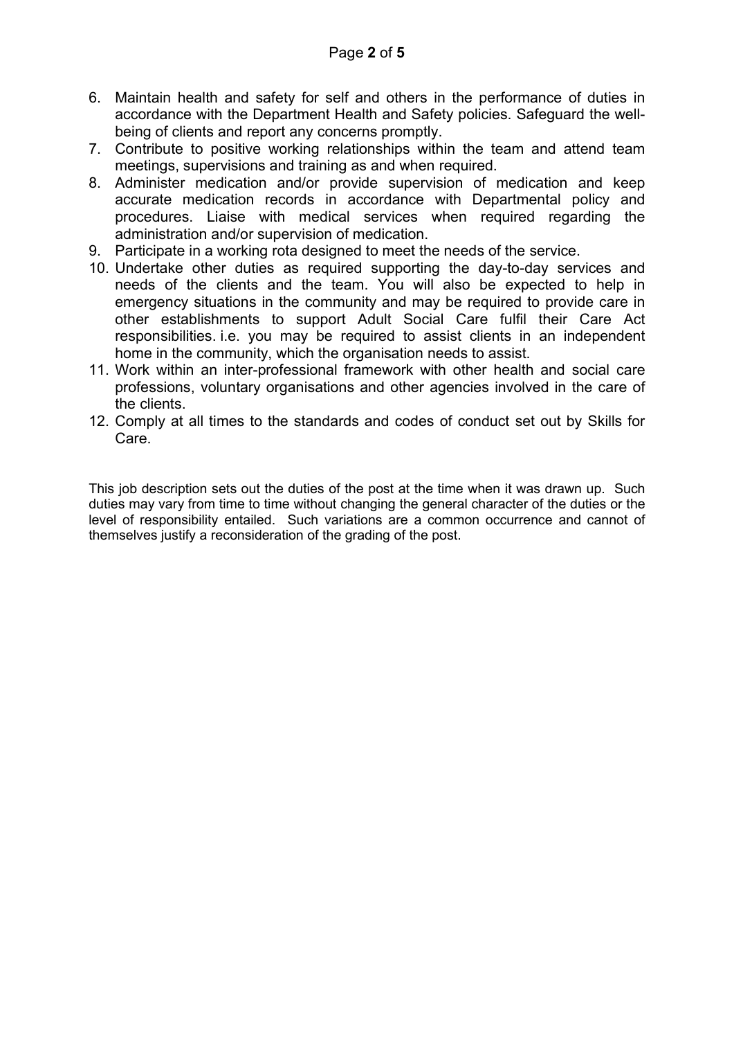6. Maintain health and safety for self and others in the performance of duties in accordance with the Department Health and Safety policies. Safeguard the well-being of clients and report any concerns promptly.
7. Contribute to positive working relationships within the team and attend team meetings, supervisions and training as and when required.
8. Administer medication and/or provide supervision of medication and keep accurate medication records in accordance with Departmental policy and procedures. Liaise with medical services when required regarding the administration and/or supervision of medication.
9. Participate in a working rota designed to meet the needs of the service.
10. Undertake other duties as required supporting the day-to-day services and needs of the clients and the team. You will also be expected to help in emergency situations in the community and may be required to provide care in other establishments to support Adult Social Care fulfil their Care Act responsibilities. i.e. you may be required to assist clients in an independent home in the community, which the organisation needs to assist.
11. Work within an inter-professional framework with other health and social care professions, voluntary organisations and other agencies involved in the care of the clients.
12. Comply at all times to the standards and codes of conduct set out by Skills for Care.

This job description sets out the duties of the post at the time when it was drawn up. Such duties may vary from time to time without changing the general character of the duties or the level of responsibility entailed. Such variations are a common occurrence and cannot of themselves justify a reconsideration of the grading of the post.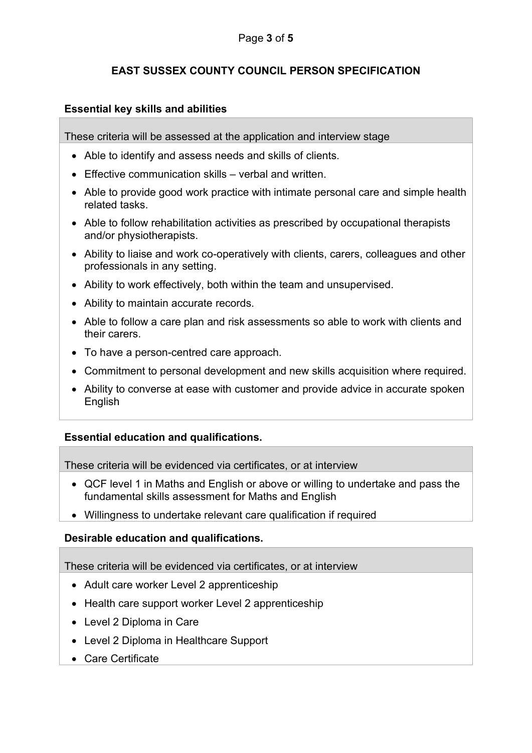## EAST SUSSEX COUNTY COUNCIL PERSON SPECIFICATION

### Essential key skills and abilities

These criteria will be assessed at the application and interview stage

- Able to identify and assess needs and skills of clients.
- Effective communication skills – verbal and written.
- Able to provide good work practice with intimate personal care and simple health related tasks.
- Able to follow rehabilitation activities as prescribed by occupational therapists and/or physiotherapists.
- Ability to liaise and work co-operatively with clients, carers, colleagues and other professionals in any setting.
- Ability to work effectively, both within the team and unsupervised.
- Ability to maintain accurate records.
- Able to follow a care plan and risk assessments so able to work with clients and their carers.
- To have a person-centred care approach.
- Commitment to personal development and new skills acquisition where required.
- Ability to converse at ease with customer and provide advice in accurate spoken English

### Essential education and qualifications.

These criteria will be evidenced via certificates, or at interview

- QCF level 1 in Maths and English or above or willing to undertake and pass the fundamental skills assessment for Maths and English
- Willingness to undertake relevant care qualification if required

### Desirable education and qualifications.

These criteria will be evidenced via certificates, or at interview

- Adult care worker Level 2 apprenticeship
- Health care support worker Level 2 apprenticeship
- Level 2 Diploma in Care
- Level 2 Diploma in Healthcare Support
- Care Certificate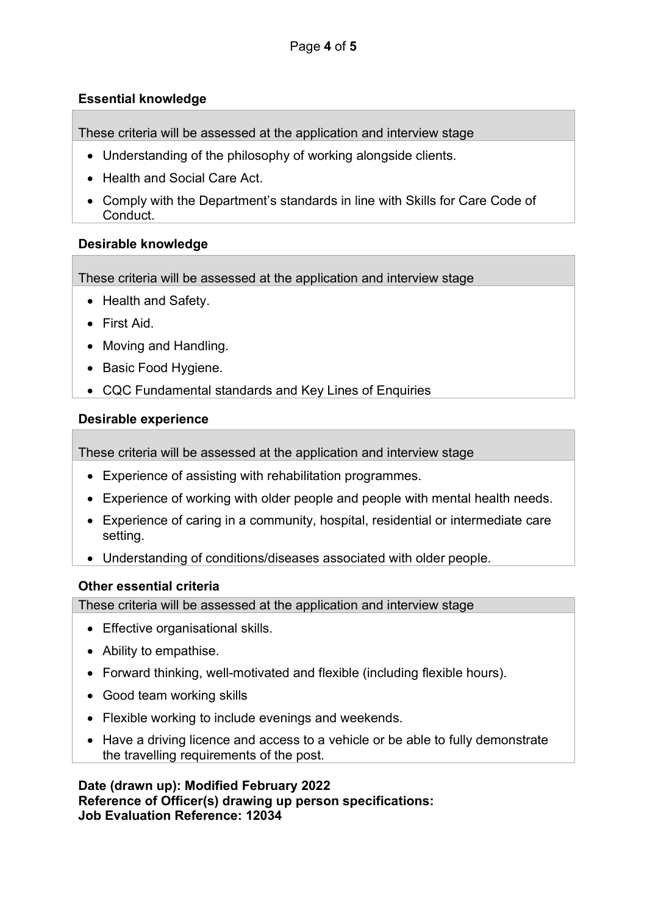**Essential knowledge**

These criteria will be assessed at the application and interview stage

- Understanding of the philosophy of working alongside clients.
- Health and Social Care Act.
- Comply with the Department's standards in line with Skills for Care Code of Conduct.

**Desirable knowledge**

These criteria will be assessed at the application and interview stage

- Health and Safety.
- First Aid.
- Moving and Handling.
- Basic Food Hygiene.
- CQC Fundamental standards and Key Lines of Enquiries

**Desirable experience**

These criteria will be assessed at the application and interview stage

- Experience of assisting with rehabilitation programmes.
- Experience of working with older people and people with mental health needs.
- Experience of caring in a community, hospital, residential or intermediate care setting.
- Understanding of conditions/diseases associated with older people.

**Other essential criteria**

These criteria will be assessed at the application and interview stage

- Effective organisational skills.
- Ability to empathise.
- Forward thinking, well-motivated and flexible (including flexible hours).
- Good team working skills
- Flexible working to include evenings and weekends.
- Have a driving licence and access to a vehicle or be able to fully demonstrate the travelling requirements of the post.

**Date (drawn up): Modified February 2022**
**Reference of Officer(s) drawing up person specifications:**
**Job Evaluation Reference: 12034**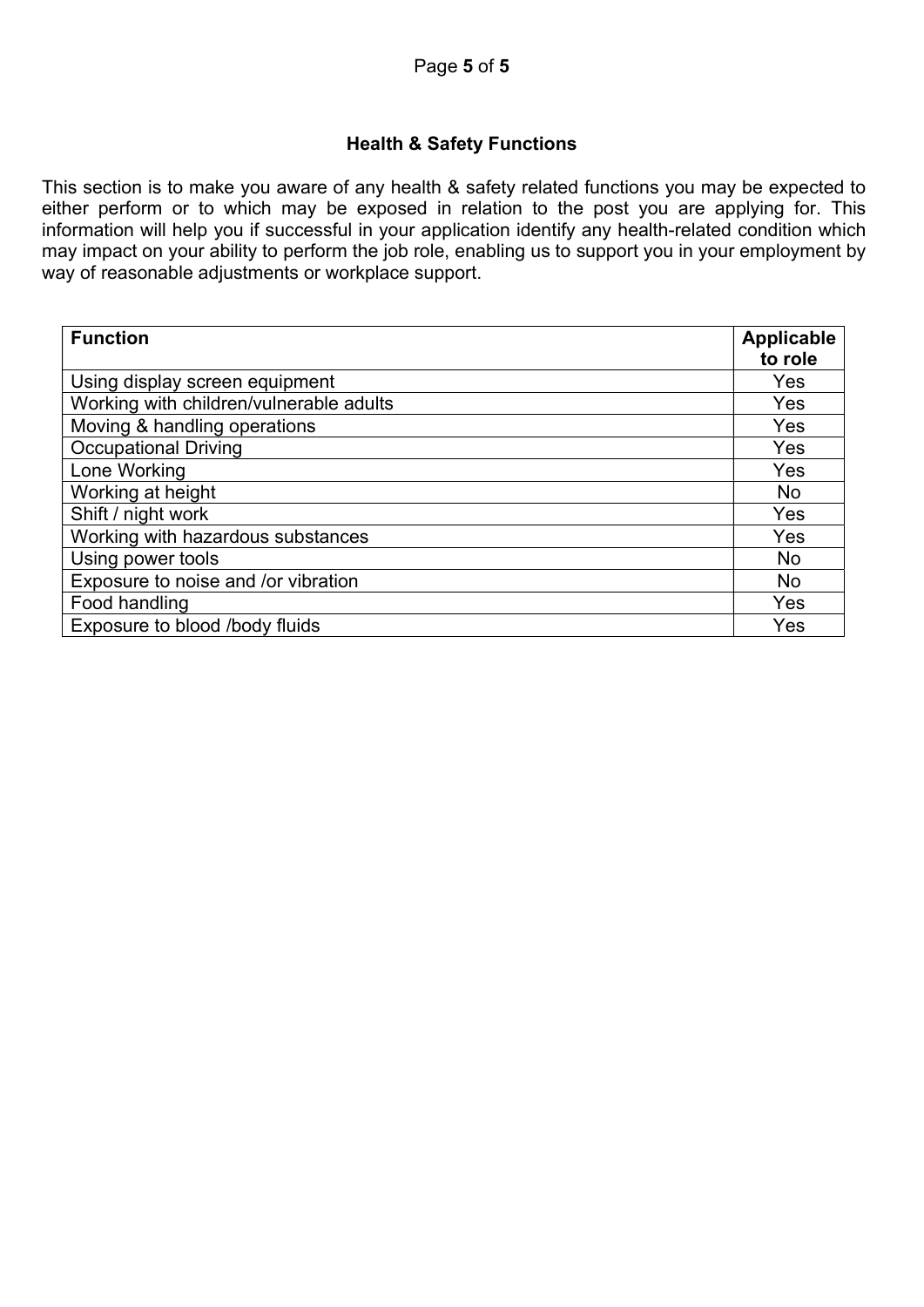### Health & Safety Functions

This section is to make you aware of any health & safety related functions you may be expected to either perform or to which may be exposed in relation to the post you are applying for. This information will help you if successful in your application identify any health-related condition which may impact on your ability to perform the job role, enabling us to support you in your employment by way of reasonable adjustments or workplace support.

| **Function** | **Applicable to role** |
|---|---|
| Using display screen equipment | Yes |
| Working with children/vulnerable adults | Yes |
| Moving & handling operations | Yes |
| Occupational Driving | Yes |
| Lone Working | Yes |
| Working at height | No |
| Shift / night work | Yes |
| Working with hazardous substances | Yes |
| Using power tools | No |
| Exposure to noise and /or vibration | No |
| Food handling | Yes |
| Exposure to blood /body fluids | Yes |